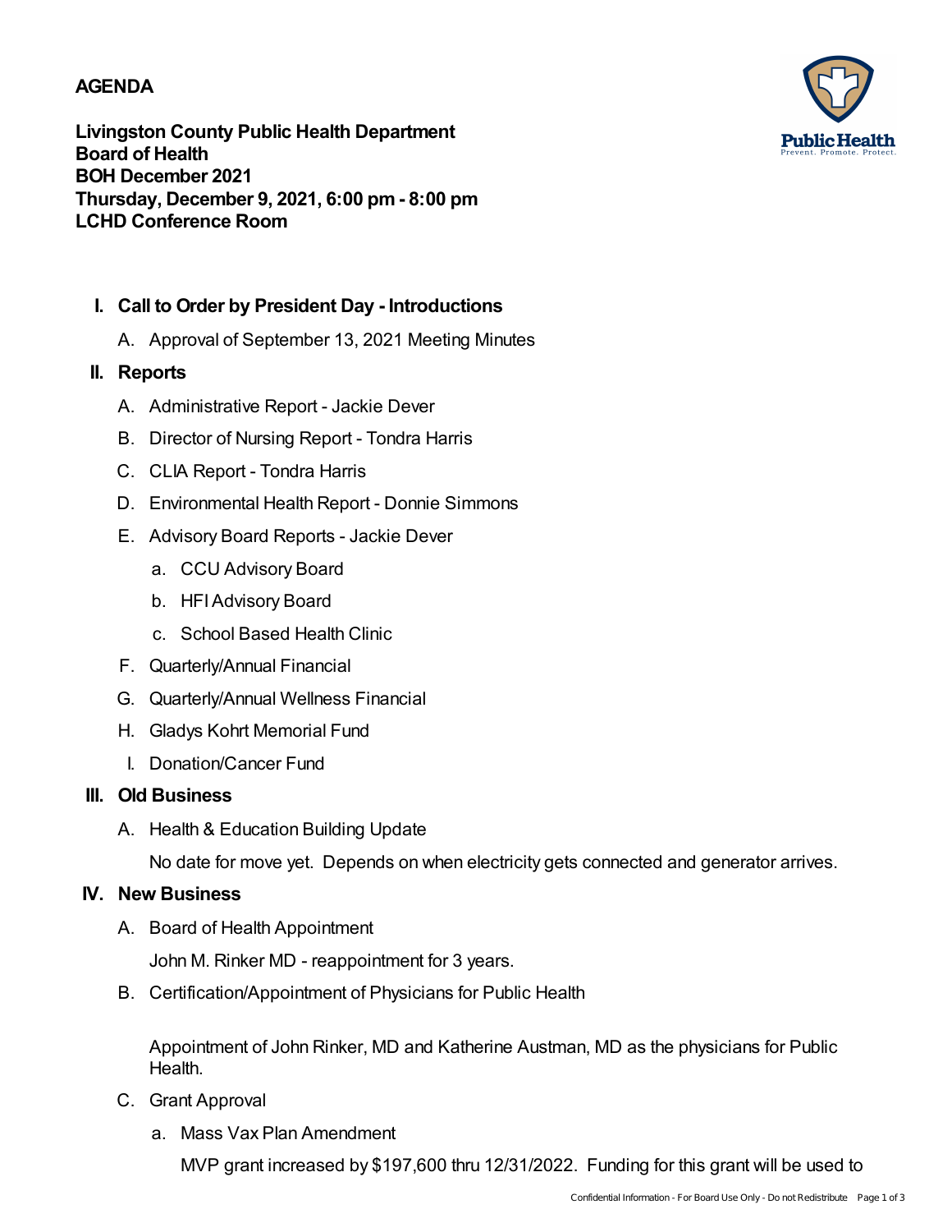**AGENDA**

**Livingston County Public Health Department**
**Board of Health**
**BOH December 2021**
**Thursday, December 9, 2021, 6:00 pm - 8:00 pm**
**LCHD Conference Room**

**I. Call to Order by President Day - Introductions**

A. Approval of September 13, 2021 Meeting Minutes

**II. Reports**

A. Administrative Report - Jackie Dever

B. Director of Nursing Report - Tondra Harris

C. CLIA Report - Tondra Harris

D. Environmental Health Report - Donnie Simmons

E. Advisory Board Reports - Jackie Dever

a. CCU Advisory Board

b. HFI Advisory Board

c. School Based Health Clinic

F. Quarterly/Annual Financial

G. Quarterly/Annual Wellness Financial

H. Gladys Kohrt Memorial Fund

I. Donation/Cancer Fund

**III. Old Business**

A. Health & Education Building Update

No date for move yet. Depends on when electricity gets connected and generator arrives.

**IV. New Business**

A. Board of Health Appointment

John M. Rinker MD - reappointment for 3 years.

B. Certification/Appointment of Physicians for Public Health

Appointment of John Rinker, MD and Katherine Austman, MD as the physicians for Public Health.

C. Grant Approval

a. Mass Vax Plan Amendment

MVP grant increased by $197,600 thru 12/31/2022. Funding for this grant will be used to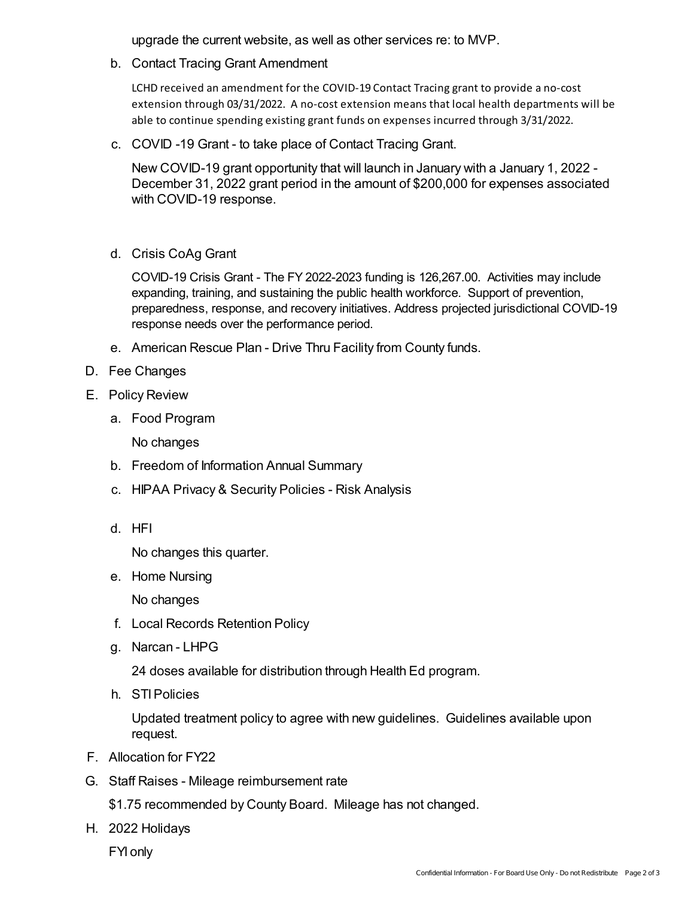upgrade the current website, as well as other services re: to MVP.

b. Contact Tracing Grant Amendment

LCHD received an amendment for the COVID-19 Contact Tracing grant to provide a no-cost extension through 03/31/2022. A no-cost extension means that local health departments will be able to continue spending existing grant funds on expenses incurred through 3/31/2022.

c. COVID -19 Grant - to take place of Contact Tracing Grant.

New COVID-19 grant opportunity that will launch in January with a January 1, 2022 - December 31, 2022 grant period in the amount of $200,000 for expenses associated with COVID-19 response.

d. Crisis CoAg Grant

COVID-19 Crisis Grant - The FY 2022-2023 funding is 126,267.00. Activities may include expanding, training, and sustaining the public health workforce. Support of prevention, preparedness, response, and recovery initiatives. Address projected jurisdictional COVID-19 response needs over the performance period.

e. American Rescue Plan - Drive Thru Facility from County funds.

D. Fee Changes

E. Policy Review

a. Food Program

No changes

b. Freedom of Information Annual Summary

c. HIPAA Privacy & Security Policies - Risk Analysis

d. HFI

No changes this quarter.

e. Home Nursing

No changes

f. Local Records Retention Policy

g. Narcan - LHPG

24 doses available for distribution through Health Ed program.

h. STI Policies

Updated treatment policy to agree with new guidelines. Guidelines available upon request.

F. Allocation for FY22

G. Staff Raises - Mileage reimbursement rate

$1.75 recommended by County Board. Mileage has not changed.

H. 2022 Holidays

FYI only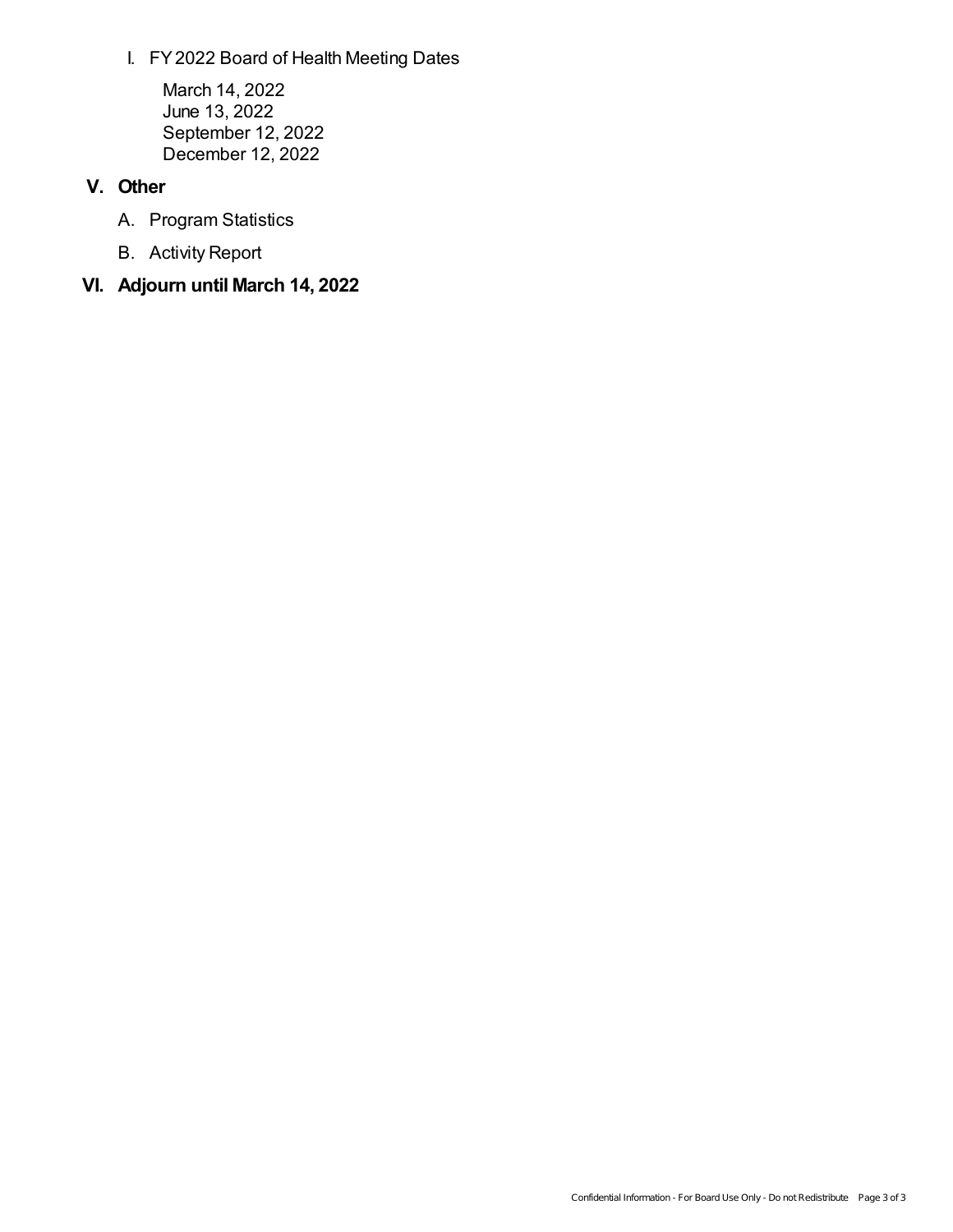I. FY 2022 Board of Health Meeting Dates

   March 14, 2022
   June 13, 2022
   September 12, 2022
   December 12, 2022

## V. Other

A. Program Statistics

B. Activity Report

## VI. Adjourn until March 14, 2022